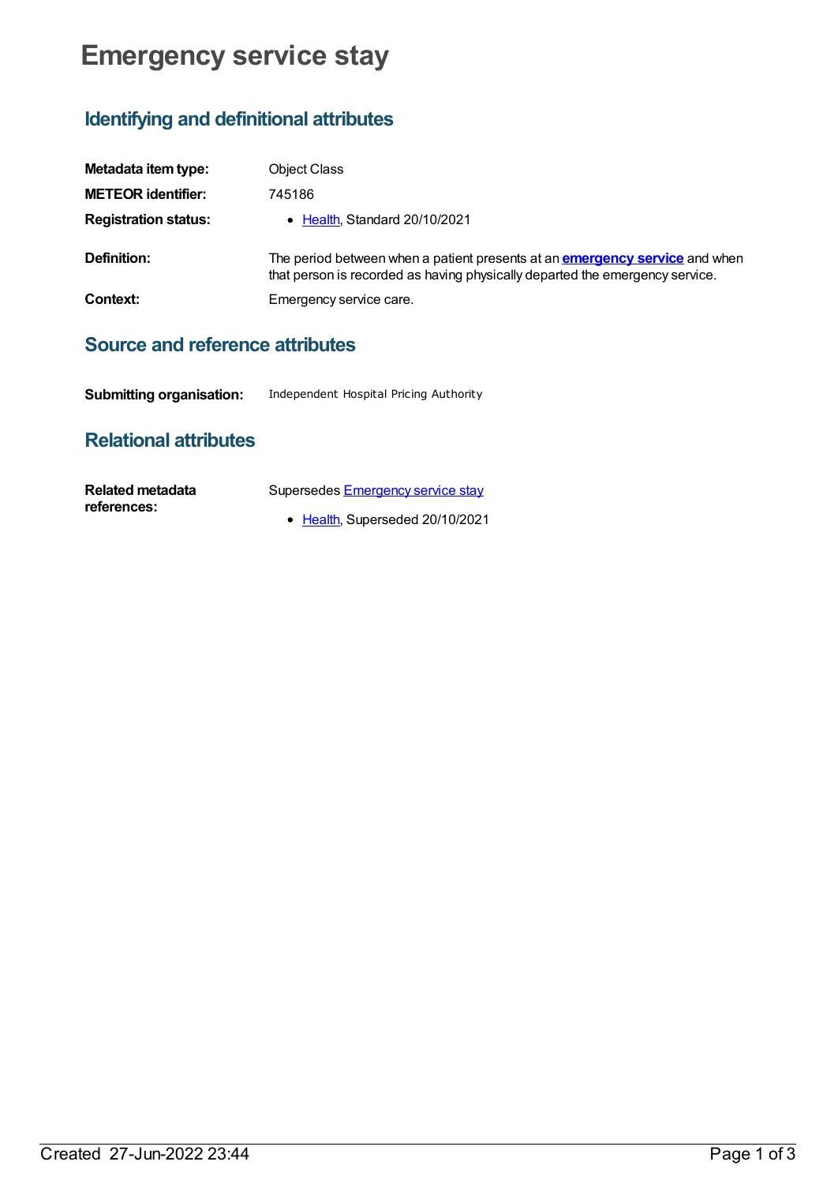# Emergency service stay

## Identifying and definitional attributes

| | |
|---|---|
| **Metadata item type:** | Object Class |
| **METEOR identifier:** | 745186 |
| **Registration status:** | • Health, Standard 20/10/2021 |
| **Definition:** | The period between when a patient presents at an **emergency service** and when that person is recorded as having physically departed the emergency service. |
| **Context:** | Emergency service care. |

## Source and reference attributes

| | |
|---|---|
| **Submitting organisation:** | Independent Hospital Pricing Authority |

## Relational attributes

| | |
|---|---|
| **Related metadata references:** | Supersedes Emergency service stay<br>• Health, Superseded 20/10/2021 |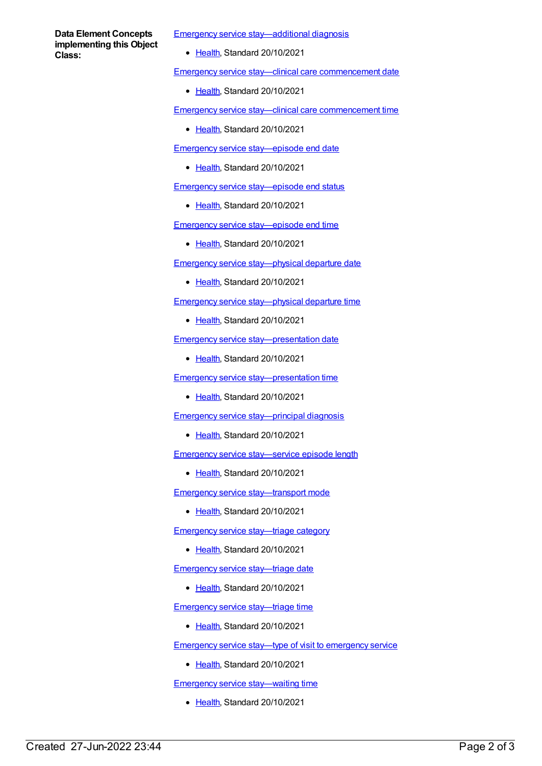**Data Element Concepts implementing this Object Class:**

Emergency service stay—additional diagnosis

- Health, Standard 20/10/2021

Emergency service stay—clinical care commencement date

- Health, Standard 20/10/2021

Emergency service stay—clinical care commencement time

- Health, Standard 20/10/2021

Emergency service stay—episode end date

- Health, Standard 20/10/2021

Emergency service stay—episode end status

- Health, Standard 20/10/2021

Emergency service stay—episode end time

- Health, Standard 20/10/2021

Emergency service stay—physical departure date

- Health, Standard 20/10/2021

Emergency service stay—physical departure time

- Health, Standard 20/10/2021

Emergency service stay—presentation date

- Health, Standard 20/10/2021

Emergency service stay—presentation time

- Health, Standard 20/10/2021

Emergency service stay—principal diagnosis

- Health, Standard 20/10/2021

Emergency service stay—service episode length

- Health, Standard 20/10/2021

Emergency service stay—transport mode

- Health, Standard 20/10/2021

Emergency service stay—triage category

- Health, Standard 20/10/2021

Emergency service stay—triage date

- Health, Standard 20/10/2021

Emergency service stay—triage time

- Health, Standard 20/10/2021

Emergency service stay—type of visit to emergency service

- Health, Standard 20/10/2021

Emergency service stay—waiting time

- Health, Standard 20/10/2021